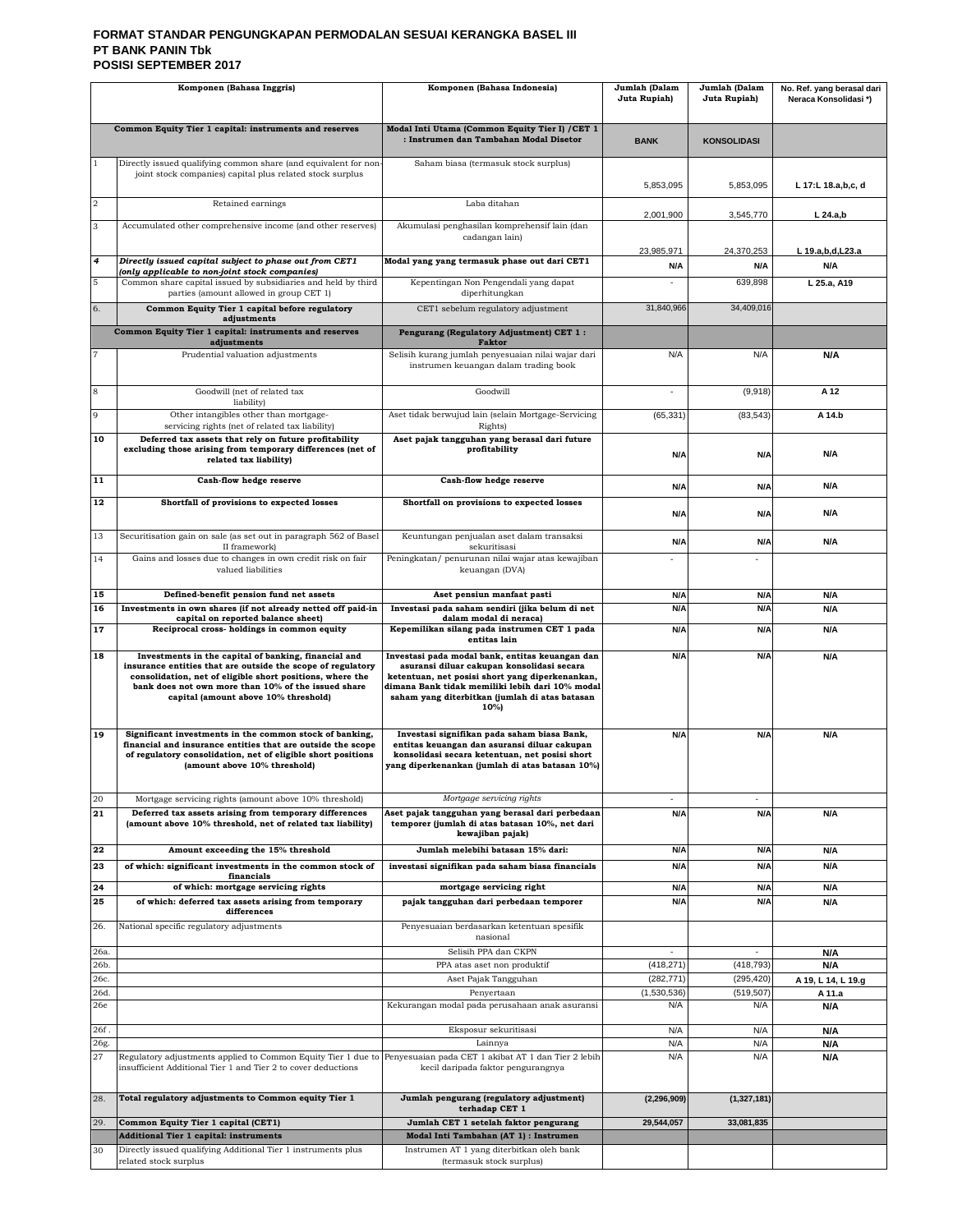**FORMAT STANDAR PENGUNGKAPAN PERMODALAN SESUAI KERANGKA BASEL III**
**PT BANK PANIN Tbk**
**POSISI SEPTEMBER 2017**

| | Komponen (Bahasa Inggris) | Komponen (Bahasa Indonesia) | Jumlah (Dalam Juta Rupiah) | Jumlah (Dalam Juta Rupiah) | No. Ref. yang berasal dari Neraca Konsolidasi *) |
|---|---|---|---|---|---|
| | **Common Equity Tier 1 capital: instruments and reserves** | **Modal Inti Utama (Common Equity Tier I) /CET 1 : Instrumen dan Tambahan Modal Disetor** | **BANK** | **KONSOLIDASI** | |
| 1 | Directly issued qualifying common share (and equivalent for non-joint stock companies) capital plus related stock surplus | Saham biasa (termasuk stock surplus) | 5,853,095 | 5,853,095 | L 17:L 18.a,b,c, d |
| 2 | Retained earnings | Laba ditahan | 2,001,900 | 3,545,770 | L 24.a,b |
| 3 | Accumulated other comprehensive income (and other reserves) | Akumulasi penghasilan komprehensif lain (dan cadangan lain) | 23,985,971 | 24,370,253 | L 19.a,b,d,L23.a |
| ***4*** | ***Directly issued capital subject to phase out from CET1 (only applicable to non-joint stock companies)*** | **Modal yang yang termasuk phase out dari CET1** | N/A | N/A | N/A |
| 5 | Common share capital issued by subsidiaries and held by third parties (amount allowed in group CET 1) | Kepentingan Non Pengendali yang dapat diperhitungkan | - | 639,898 | L 25.a, A19 |
| 6. | **Common Equity Tier 1 capital before regulatory adjustments** | CET1 sebelum regulatory adjustment | 31,840,966 | 34,409,016 | |
| | **Common Equity Tier 1 capital: instruments and reserves adjustments** | **Pengurang (Regulatory Adjustment) CET 1 : Faktor** | | | |
| 7 | Prudential valuation adjustments | Selisih kurang jumlah penyesuaian nilai wajar dari instrumen keuangan dalam trading book | N/A | N/A | N/A |
| 8 | Goodwill (net of related tax liability) | Goodwill | - | (9,918) | A 12 |
| 9 | Other intangibles other than mortgage-servicing rights (net of related tax liability) | Aset tidak berwujud lain (selain Mortgage-Servicing Rights) | (65,331) | (83,543) | A 14.b |
| **10** | **Deferred tax assets that rely on future profitability excluding those arising from temporary differences (net of related tax liability)** | **Aset pajak tangguhan yang berasal dari future profitability** | N/A | N/A | N/A |
| **11** | **Cash-flow hedge reserve** | **Cash-flow hedge reserve** | N/A | N/A | N/A |
| **12** | **Shortfall of provisions to expected losses** | **Shortfall on provisions to expected losses** | N/A | N/A | N/A |
| 13 | Securitisation gain on sale (as set out in paragraph 562 of Basel II framework) | Keuntungan penjualan aset dalam transaksi sekuritisasi | N/A | N/A | N/A |
| 14 | Gains and losses due to changes in own credit risk on fair valued liabilities | Peningkatan/ penurunan nilai wajar atas kewajiban keuangan (DVA) | - | - | |
| **15** | **Defined-benefit pension fund net assets** | **Aset pensiun manfaat pasti** | N/A | N/A | N/A |
| **16** | **Investments in own shares (if not already netted off paid-in capital on reported balance sheet)** | **Investasi pada saham sendiri (jika belum di net dalam modal di neraca)** | N/A | N/A | N/A |
| **17** | **Reciprocal cross- holdings in common equity** | **Kepemilikan silang pada instrumen CET 1 pada entitas lain** | N/A | N/A | N/A |
| **18** | **Investments in the capital of banking, financial and insurance entities that are outside the scope of regulatory consolidation, net of eligible short positions, where the bank does not own more than 10% of the issued share capital (amount above 10% threshold)** | **Investasi pada modal bank, entitas keuangan dan asuransi diluar cakupan konsolidasi secara ketentuan, net posisi short yang diperkenankan, dimana Bank tidak memiliki lebih dari 10% modal saham yang diterbitkan (jumlah di atas batasan 10%)** | N/A | N/A | N/A |
| **19** | **Significant investments in the common stock of banking, financial and insurance entities that are outside the scope of regulatory consolidation, net of eligible short positions (amount above 10% threshold)** | **Investasi signifikan pada saham biasa Bank, entitas keuangan dan asuransi diluar cakupan konsolidasi secara ketentuan, net posisi short yang diperkenankan (jumlah di atas batasan 10%)** | N/A | N/A | N/A |
| 20 | Mortgage servicing rights (amount above 10% threshold) | *Mortgage servicing rights* | - | - | |
| **21** | **Deferred tax assets arising from temporary differences (amount above 10% threshold, net of related tax liability)** | **Aset pajak tangguhan yang berasal dari perbedaan temporer (jumlah di atas batasan 10%, net dari kewajiban pajak)** | N/A | N/A | N/A |
| **22** | **Amount exceeding the 15% threshold** | **Jumlah melebihi batasan 15% dari:** | N/A | N/A | N/A |
| **23** | **of which: significant investments in the common stock of financials** | **investasi signifikan pada saham biasa financials** | N/A | N/A | N/A |
| **24** | **of which: mortgage servicing rights** | **mortgage servicing right** | N/A | N/A | N/A |
| **25** | **of which: deferred tax assets arising from temporary differences** | **pajak tangguhan dari perbedaan temporer** | N/A | N/A | N/A |
| 26. | National specific regulatory adjustments | Penyesuaian berdasarkan ketentuan spesifik nasional | | | |
| 26a. | | Selisih PPA dan CKPN | - | - | N/A |
| 26b. | | PPA atas aset non produktif | (418,271) | (418,793) | N/A |
| 26c. | | Aset Pajak Tangguhan | (282,771) | (295,420) | A 19, L 14, L 19.g |
| 26d. | | Penyertaan | (1,530,536) | (519,507) | A 11.a |
| 26e | | Kekurangan modal pada perusahaan anak asuransi | N/A | N/A | N/A |
| 26f . | | Eksposur sekuritisasi | N/A | N/A | N/A |
| 26g. | | Lainnya | N/A | N/A | N/A |
| 27 | Regulatory adjustments applied to Common Equity Tier 1 due to insufficient Additional Tier 1 and Tier 2 to cover deductions | Penyesuaian pada CET 1 akibat AT 1 dan Tier 2 lebih kecil daripada faktor pengurangnya | N/A | N/A | N/A |
| 28. | **Total regulatory adjustments to Common equity Tier 1** | **Jumlah pengurang (regulatory adjustment) terhadap CET 1** | **(2,296,909)** | **(1,327,181)** | |
| 29. | **Common Equity Tier 1 capital (CET1)** | **Jumlah CET 1 setelah faktor pengurang** | **29,544,057** | **33,081,835** | |
| | **Additional Tier 1 capital: instruments** | **Modal Inti Tambahan (AT 1) : Instrumen** | | | |
| 30 | Directly issued qualifying Additional Tier 1 instruments plus related stock surplus | Instrumen AT 1 yang diterbitkan oleh bank (termasuk stock surplus) | | | |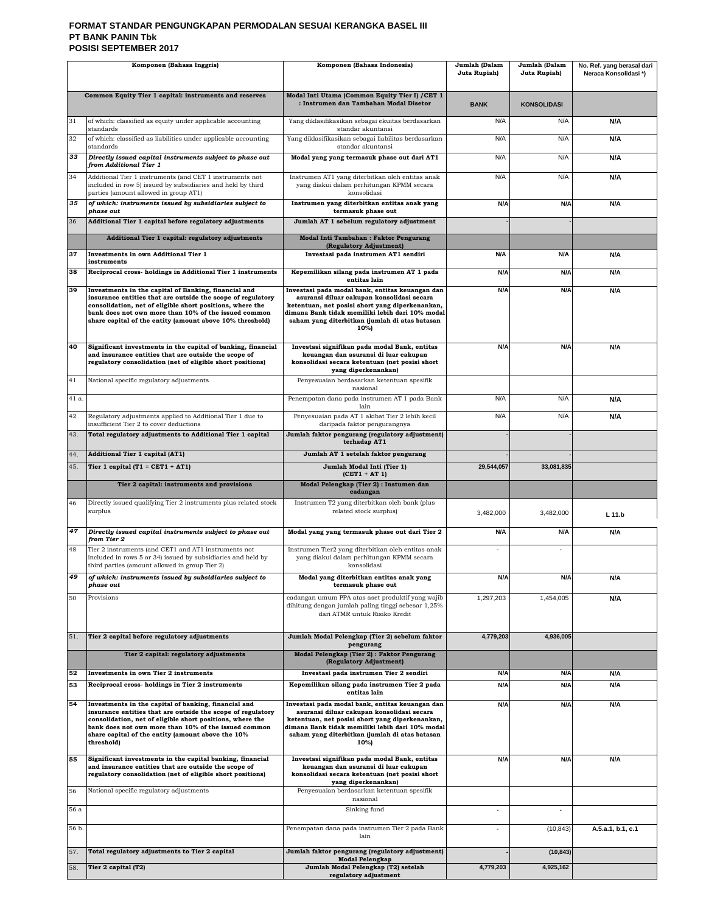# FORMAT STANDAR PENGUNGKAPAN PERMODALAN SESUAI KERANGKA BASEL III
## PT BANK PANIN Tbk
## POSISI SEPTEMBER 2017

| | Komponen (Bahasa Inggris) | Komponen (Bahasa Indonesia) | Jumlah (Dalam Juta Rupiah) | Jumlah (Dalam Juta Rupiah) | No. Ref. yang berasal dari Neraca Konsolidasi *) |
|---|---|---|---|---|---|
| | **Common Equity Tier 1 capital: instruments and reserves** | **Modal Inti Utama (Common Equity Tier I) /CET 1 : Instrumen dan Tambahan Modal Disetor** | **BANK** | **KONSOLIDASI** | |
| 31 | of which: classified as equity under applicable accounting standards | Yang diklasifikasikan sebagai ekuitas berdasarkan standar akuntansi | N/A | N/A | N/A |
| 32 | of which: classified as liabilities under applicable accounting standards | Yang diklasifikasikan sebagai liabilitas berdasarkan standar akuntansi | N/A | N/A | N/A |
| ***33*** | ***Directly issued capital instruments subject to phase out from Additional Tier 1*** | **Modal yang yang termasuk phase out dari AT1** | N/A | N/A | N/A |
| 34 | Additional Tier 1 instruments (and CET 1 instruments not included in row 5) issued by subsidiaries and held by third parties (amount allowed in group AT1) | Instrumen AT1 yang diterbitkan oleh entitas anak yang diakui dalam perhitungan KPMM secara konsolidasi | N/A | N/A | N/A |
| ***35*** | ***of which: instruments issued by subsidiaries subject to phase out*** | **Instrumen yang diterbitkan entitas anak yang termasuk phase out** | N/A | N/A | N/A |
| 36 | **Additional Tier 1 capital before regulatory adjustments** | **Jumlah AT 1 sebelum regulatory adjustment** | - | - | |
| | **Additional Tier 1 capital: regulatory adjustments** | **Modal Inti Tambahan : Faktor Pengurang (Regulatory Adjustment)** | | | |
| **37** | **Investments in own Additional Tier 1 instruments** | **Investasi pada instrumen AT1 sendiri** | N/A | N/A | N/A |
| **38** | **Reciprocal cross- holdings in Additional Tier 1 instruments** | **Kepemilikan silang pada instrumen AT 1 pada entitas lain** | N/A | N/A | N/A |
| **39** | **Investments in the capital of Banking, financial and insurance entities that are outside the scope of regulatory consolidation, net of eligible short positions, where the bank does not own more than 10% of the issued common share capital of the entity (amount above 10% threshold)** | **Investasi pada modal bank, entitas keuangan dan asuransi diluar cakupan konsolidasi secara ketentuan, net posisi short yang diperkenankan, dimana Bank tidak memiliki lebih dari 10% modal saham yang diterbitkan (jumlah di atas batasan 10%)** | N/A | N/A | N/A |
| **40** | **Significant investments in the capital of banking, financial and insurance entities that are outside the scope of regulatory consolidation (net of eligible short positions)** | **Investasi signifikan pada modal Bank, entitas keuangan dan asuransi di luar cakupan konsolidasi secara ketentuan (net posisi short yang diperkenankan)** | N/A | N/A | N/A |
| 41 | National specific regulatory adjustments | Penyesuaian berdasarkan ketentuan spesifik nasional | | | |
| 41 a. | | Penempatan dana pada instrumen AT 1 pada Bank lain | N/A | N/A | N/A |
| 42 | Regulatory adjustments applied to Additional Tier 1 due to insufficient Tier 2 to cover deductions | Penyesuaian pada AT 1 akibat Tier 2 lebih kecil daripada faktor pengurangnya | N/A | N/A | N/A |
| 43. | **Total regulatory adjustments to Additional Tier 1 capital** | **Jumlah faktor pengurang (regulatory adjustment) terhadap AT1** | - | - | |
| 44. | **Additional Tier 1 capital (AT1)** | **Jumlah AT 1 setelah faktor pengurang** | - | - | |
| 45. | **Tier 1 capital (T1 = CET1 + AT1)** | **Jumlah Modal Inti (Tier 1) (CET1 + AT 1)** | 29,544,057 | 33,081,835 | |
| | **Tier 2 capital: instruments and provisions** | **Modal Pelengkap (Tier 2) : Instumen dan cadangan** | | | |
| 46 | Directly issued qualifying Tier 2 instruments plus related stock surplus | Instrumen T2 yang diterbitkan oleh bank (plus related stock surplus) | 3,482,000 | 3,482,000 | L 11.b |
| ***47*** | ***Directly issued capital instruments subject to phase out from Tier 2*** | **Modal yang yang termasuk phase out dari Tier 2** | N/A | N/A | N/A |
| 48 | Tier 2 instruments (and CET1 and AT1 instruments not included in rows 5 or 34) issued by subsidiaries and held by third parties (amount allowed in group Tier 2) | Instrumen Tier2 yang diterbitkan oleh entitas anak yang diakui dalam perhitungan KPMM secara konsolidasi | - | - | |
| ***49*** | ***of which: instruments issued by subsidiaries subject to phase out*** | **Modal yang diterbitkan entitas anak yang termasuk phase out** | N/A | N/A | N/A |
| 50 | Provisions | cadangan umum PPA atas aset produktif yang wajib dihitung dengan jumlah paling tinggi sebesar 1,25% dari ATMR untuk Risiko Kredit | 1,297,203 | 1,454,005 | N/A |
| 51. | **Tier 2 capital before regulatory adjustments** | **Jumlah Modal Pelengkap (Tier 2) sebelum faktor pengurang** | 4,779,203 | 4,936,005 | |
| | **Tier 2 capital: regulatory adjustments** | **Modal Pelengkap (Tier 2) : Faktor Pengurang (Regulatory Adjustment)** | | | |
| **52** | **Investments in own Tier 2 instruments** | **Investasi pada instrumen Tier 2 sendiri** | N/A | N/A | N/A |
| **53** | **Reciprocal cross- holdings in Tier 2 instruments** | **Kepemilikan silang pada instrumen Tier 2 pada entitas lain** | N/A | N/A | N/A |
| **54** | **Investments in the capital of banking, financial and insurance entities that are outside the scope of regulatory consolidation, net of eligible short positions, where the bank does not own more than 10% of the issued common share capital of the entity (amount above the 10% threshold)** | **Investasi pada modal bank, entitas keuangan dan asuransi diluar cakupan konsolidasi secara ketentuan, net posisi short yang diperkenankan, dimana Bank tidak memiliki lebih dari 10% modal saham yang diterbitkan (jumlah di atas batasan 10%)** | N/A | N/A | N/A |
| **55** | **Significant investments in the capital banking, financial and insurance entities that are outside the scope of regulatory consolidation (net of eligible short positions)** | **Investasi signifikan pada modal Bank, entitas keuangan dan asuransi di luar cakupan konsolidasi secara ketentuan (net posisi short yang diperkenankan)** | N/A | N/A | N/A |
| 56 | National specific regulatory adjustments | Penyesuaian berdasarkan ketentuan spesifik nasional | | | |
| 56 a | | Sinking fund | - | - | |
| 56 b. | | Penempatan dana pada instrumen Tier 2 pada Bank lain | - | (10,843) | A.5.a.1, b.1, c.1 |
| 57. | **Total regulatory adjustments to Tier 2 capital** | **Jumlah faktor pengurang (regulatory adjustment) Modal Pelengkap** | - | (10,843) | |
| 58. | **Tier 2 capital (T2)** | **Jumlah Modal Pelengkap (T2) setelah regulatory adjustment** | 4,779,203 | 4,925,162 | |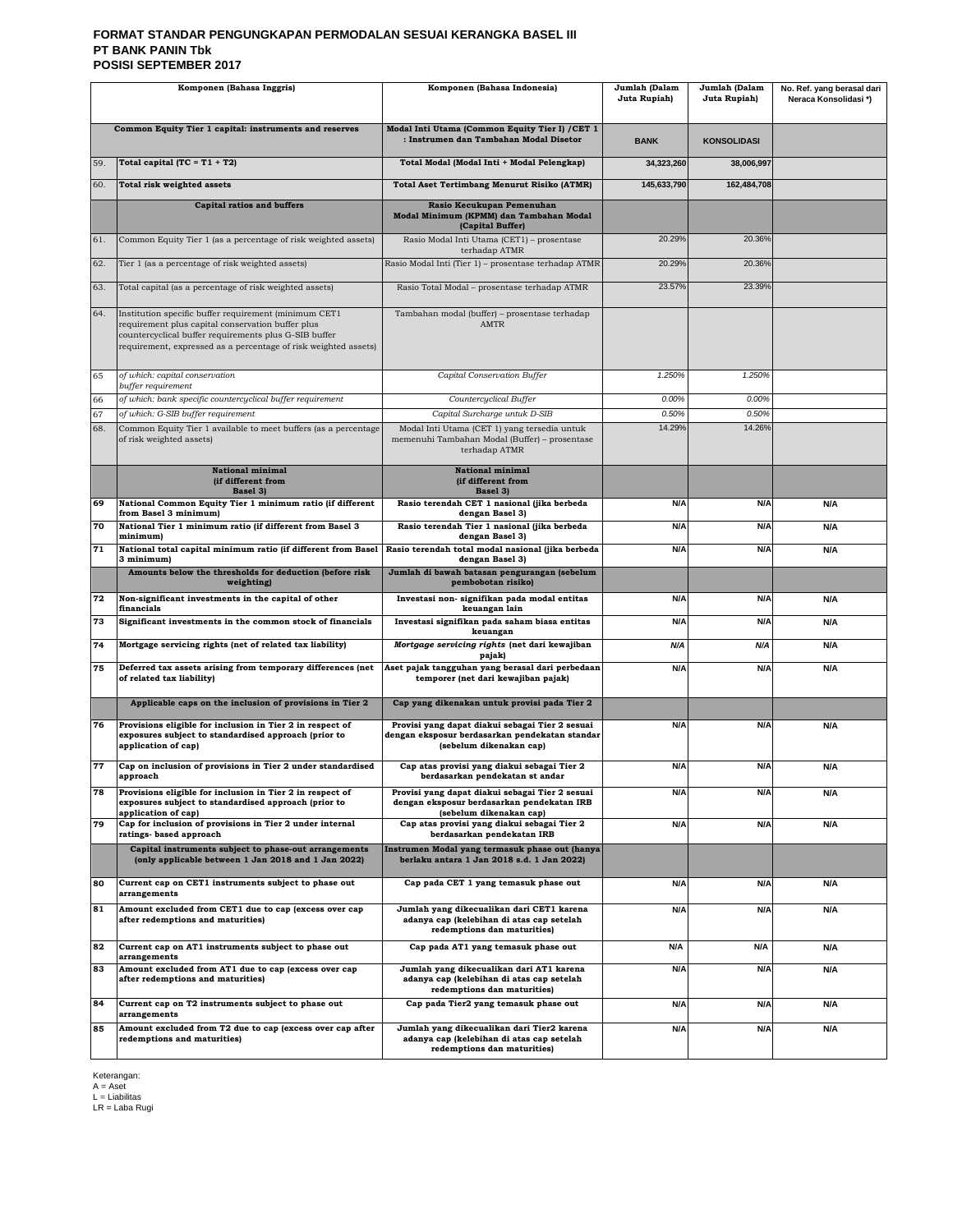**FORMAT STANDAR PENGUNGKAPAN PERMODALAN SESUAI KERANGKA BASEL III**
**PT BANK PANIN Tbk**
**POSISI SEPTEMBER 2017**

| | Komponen (Bahasa Inggris) | Komponen (Bahasa Indonesia) | Jumlah (Dalam Juta Rupiah) | Jumlah (Dalam Juta Rupiah) | No. Ref. yang berasal dari Neraca Konsolidasi *) |
|---|---|---|---|---|---|
| | **Common Equity Tier 1 capital: instruments and reserves** | **Modal Inti Utama (Common Equity Tier I) /CET 1 : Instrumen dan Tambahan Modal Disetor** | **BANK** | **KONSOLIDASI** | |
| 59. | **Total capital (TC = T1 + T2)** | **Total Modal (Modal Inti + Modal Pelengkap)** | **34,323,260** | **38,006,997** | |
| 60. | **Total risk weighted assets** | **Total Aset Tertimbang Menurut Risiko (ATMR)** | **145,633,790** | **162,484,708** | |
| | **Capital ratios and buffers** | **Rasio Kecukupan Pemenuhan Modal Minimum (KPMM) dan Tambahan Modal (Capital Buffer)** | | | |
| 61. | Common Equity Tier 1 (as a percentage of risk weighted assets) | Rasio Modal Inti Utama (CET1) – prosentase terhadap ATMR | 20.29% | 20.36% | |
| 62. | Tier 1 (as a percentage of risk weighted assets) | Rasio Modal Inti (Tier 1) – prosentase terhadap ATMR | 20.29% | 20.36% | |
| 63. | Total capital (as a percentage of risk weighted assets) | Rasio Total Modal – prosentase terhadap ATMR | 23.57% | 23.39% | |
| 64. | Institution specific buffer requirement (minimum CET1 requirement plus capital conservation buffer plus countercyclical buffer requirements plus G-SIB buffer requirement, expressed as a percentage of risk weighted assets) | Tambahan modal (buffer) – prosentase terhadap AMTR | | | |
| 65 | *of which: capital conservation buffer requirement* | *Capital Conservation Buffer* | *1.250%* | *1.250%* | |
| 66 | *of which: bank specific countercyclical buffer requirement* | *Countercyclical Buffer* | *0.00%* | *0.00%* | |
| 67 | *of which: G-SIB buffer requirement* | *Capital Surcharge untuk D-SIB* | *0.50%* | *0.50%* | |
| 68. | Common Equity Tier 1 available to meet buffers (as a percentage of risk weighted assets) | Modal Inti Utama (CET 1) yang tersedia untuk memenuhi Tambahan Modal (Buffer) – prosentase terhadap ATMR | 14.29% | 14.26% | |
| | **National minimal (if different from Basel 3)** | **National minimal (if different from Basel 3)** | | | |
| **69** | **National Common Equity Tier 1 minimum ratio (if different from Basel 3 minimum)** | **Rasio terendah CET 1 nasional (jika berbeda dengan Basel 3)** | **N/A** | **N/A** | **N/A** |
| **70** | **National Tier 1 minimum ratio (if different from Basel 3 minimum)** | **Rasio terendah Tier 1 nasional (jika berbeda dengan Basel 3)** | **N/A** | **N/A** | **N/A** |
| **71** | **National total capital minimum ratio (if different from Basel 3 minimum)** | **Rasio terendah total modal nasional (jika berbeda dengan Basel 3)** | **N/A** | **N/A** | **N/A** |
| | **Amounts below the thresholds for deduction (before risk weighting)** | **Jumlah di bawah batasan pengurangan (sebelum pembobotan risiko)** | | | |
| **72** | **Non-significant investments in the capital of other financials** | **Investasi non- signifikan pada modal entitas keuangan lain** | **N/A** | **N/A** | **N/A** |
| **73** | **Significant investments in the common stock of financials** | **Investasi signifikan pada saham biasa entitas keuangan** | **N/A** | **N/A** | **N/A** |
| **74** | **Mortgage servicing rights (net of related tax liability)** | ***Mortgage servicing rights* (net dari kewajiban pajak)** | ***N/A*** | ***N/A*** | **N/A** |
| **75** | **Deferred tax assets arising from temporary differences (net of related tax liability)** | **Aset pajak tangguhan yang berasal dari perbedaan temporer (net dari kewajiban pajak)** | **N/A** | **N/A** | **N/A** |
| | **Applicable caps on the inclusion of provisions in Tier 2** | **Cap yang dikenakan untuk provisi pada Tier 2** | | | |
| **76** | **Provisions eligible for inclusion in Tier 2 in respect of exposures subject to standardised approach (prior to application of cap)** | **Provisi yang dapat diakui sebagai Tier 2 sesuai dengan eksposur berdasarkan pendekatan standar (sebelum dikenakan cap)** | **N/A** | **N/A** | **N/A** |
| **77** | **Cap on inclusion of provisions in Tier 2 under standardised approach** | **Cap atas provisi yang diakui sebagai Tier 2 berdasarkan pendekatan st andar** | **N/A** | **N/A** | **N/A** |
| **78** | **Provisions eligible for inclusion in Tier 2 in respect of exposures subject to standardised approach (prior to application of cap)** | **Provisi yang dapat diakui sebagai Tier 2 sesuai dengan eksposur berdasarkan pendekatan IRB (sebelum dikenakan cap)** | **N/A** | **N/A** | **N/A** |
| **79** | **Cap for inclusion of provisions in Tier 2 under internal ratings- based approach** | **Cap atas provisi yang diakui sebagai Tier 2 berdasarkan pendekatan IRB** | **N/A** | **N/A** | **N/A** |
| | **Capital instruments subject to phase-out arrangements (only applicable between 1 Jan 2018 and 1 Jan 2022)** | **Instrumen Modal yang termasuk phase out (hanya berlaku antara 1 Jan 2018 s.d. 1 Jan 2022)** | | | |
| **80** | **Current cap on CET1 instruments subject to phase out arrangements** | **Cap pada CET 1 yang temasuk phase out** | **N/A** | **N/A** | **N/A** |
| **81** | **Amount excluded from CET1 due to cap (excess over cap after redemptions and maturities)** | **Jumlah yang dikecualikan dari CET1 karena adanya cap (kelebihan di atas cap setelah redemptions dan maturities)** | **N/A** | **N/A** | **N/A** |
| **82** | **Current cap on AT1 instruments subject to phase out arrangements** | **Cap pada AT1 yang temasuk phase out** | **N/A** | **N/A** | **N/A** |
| **83** | **Amount excluded from AT1 due to cap (excess over cap after redemptions and maturities)** | **Jumlah yang dikecualikan dari AT1 karena adanya cap (kelebihan di atas cap setelah redemptions dan maturities)** | **N/A** | **N/A** | **N/A** |
| **84** | **Current cap on T2 instruments subject to phase out arrangements** | **Cap pada Tier2 yang temasuk phase out** | **N/A** | **N/A** | **N/A** |
| **85** | **Amount excluded from T2 due to cap (excess over cap after redemptions and maturities)** | **Jumlah yang dikecualikan dari Tier2 karena adanya cap (kelebihan di atas cap setelah redemptions dan maturities)** | **N/A** | **N/A** | **N/A** |

Keterangan:
A = Aset
L = Liabilitas
LR = Laba Rugi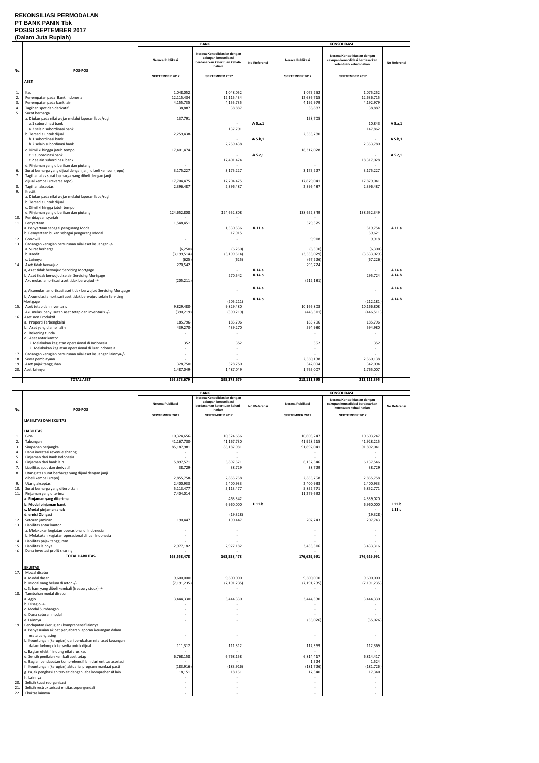**REKONSILIASI PERMODALAN**
**PT BANK PANIN Tbk**
**POSISI SEPTEMBER 2017**
**(Dalam Juta Rupiah)**

| No. | POS-POS | BANK | | | KONSOLIDASI | | |
|---|---|---|---|---|---|---|---|
| | | Neraca Publikasi | Neraca Konsolidasian dengan cakupan konsolidasi berdasarkan ketentuan kehati-hatian | No Referensi | Neraca Publikasi | Neraca Konsolidasian dengan cakupan konsolidasi berdasarkan ketentuan kehati-hatian | No Referensi |
| | | SEPTEMBER 2017 | SEPTEMBER 2017 | | SEPTEMBER 2017 | SEPTEMBER 2017 | |
| | **ASET** | | | | | | |
| 1. | Kas | 1,048,052 | 1,048,052 | | 1,075,252 | 1,075,252 | |
| 2. | Penempatan pada Bank Indonesia | 12,115,434 | 12,115,434 | | 12,636,715 | 12,636,715 | |
| 3. | Penempatan pada bank lain | 4,155,735 | 4,155,735 | | 4,192,979 | 4,192,979 | |
| 4. | Tagihan spot dan derivatif | 38,887 | 38,887 | | 38,887 | 38,887 | |
| 5. | Surat berharga | | | | | | |
| | a. Diukur pada nilai wajar melalui laporan laba/rugi | 137,791 | | | 158,705 | | |
| | a.1 subordinasi bank | | - | A 5.a,1 | | 10,843 | A 5.a,1 |
| | a.2 selain subordinasi bank | | 137,791 | | | 147,862 | |
| | b. Tersedia untuk dijual | 2,259,438 | | | 2,353,780 | | |
| | b.1 subordinasi bank | | - | A 5.b,1 | | - | A 5.b,1 |
| | b.2 selain subordinasi bank | | 2,259,438 | | | 2,353,780 | |
| | c. Dimiliki hingga jatuh tempo | 17,401,474 | | | 18,317,028 | | |
| | c.1 subordinasi bank | | - | A 5.c,1 | | - | A 5.c,1 |
| | c.2 selain subordinasi bank | | 17,401,474 | | | 18,317,028 | |
| | d. Pinjaman yang diberikan dan piutang | - | - | | - | - | |
| 6. | Surat berharga yang dijual dengan janji dibeli kembali (repo) | 3,175,227 | 3,175,227 | | 3,175,227 | 3,175,227 | |
| 7. | Tagihan atas surat berharga yang dibeli dengan janji dijual kembali (reverse repo) | 17,704,475 | 17,704,475 | | 17,879,041 | 17,879,041 | |
| 8. | Tagihan akseptasi | 2,396,487 | 2,396,487 | | 2,396,487 | 2,396,487 | |
| 9. | Kredit | | | | | | |
| | a. Diukur pada nilai wajar melalui laporan laba/rugi | | | | | | |
| | b. Tersedia untuk dijual | | | | | | |
| | c. Dimiliki hingga jatuh tempo | | | | | | |
| | d. Pinjaman yang diberikan dan piutang | 124,652,808 | 124,652,808 | | 138,652,349 | 138,652,349 | |
| 10. | Pembiayaan syariah | - | - | | - | - | |
| 11. | Penyertaan | 1,548,451 | | | 579,375 | | |
| | a. Penyertaan sebagai pengurang Modal | | 1,530,536 | A 11.a | | 519,754 | A 11.a |
| | b. Penyertaan bukan sebagai pengurang Modal | | 17,915 | | | 59,621 | |
| 12. | Goodwill | - | - | | 9,918 | 9,918 | |
| 13. | Cadangan kerugian penurunan nilai aset keuangan -/- | | | | | | |
| | a. Surat berharga | (6,250) | (6,250) | | (6,300) | (6,300) | |
| | b. Kredit | (3,199,514) | (3,199,514) | | (3,533,029) | (3,533,029) | |
| | c. Lainnya | (625) | (625) | | (67,226) | (67,226) | |
| 14. | Aset tidak berwujud | 270,542 | | | 295,724 | | |
| | a, Aset tidak berwujud Servicing Mortgage | | - | A 14.a | | - | A 14.a |
| | b, Aset tidak berwujud selain Servicing Mortgage | | 270,542 | A 14.b | | 295,724 | A 14.b |
| | Akumulasi amortisasi aset tidak berwujud -/- | (205,211) | | | (212,181) | | |
| | a, Akumulasi amortisasi aset tidak berwujud Servicing Mortgage | | - | A 14.a | | - | A 14.a |
| | b, Akumulasi amortisasi aset tidak berwujud selain Servicing Mortgage | | (205,211) | A 14.b | | (212,181) | A 14.b |
| 15. | Aset tetap dan inventaris | 9,829,480 | 9,829,480 | | 10,166,808 | 10,166,808 | |
| | Akumulasi penyusutan aset tetap dan inventaris -/- | (390,219) | (390,219) | | (446,511) | (446,511) | |
| 16. | Aset non Produktif | | | | | | |
| | a. Properti Terbengkalai | 185,796 | 185,796 | | 185,796 | 185,796 | |
| | b. Aset yang diambil alih | 439,270 | 439,270 | | 594,980 | 594,980 | |
| | c. Rekening tunda | - | - | | - | - | |
| | d. Aset antar kantor | | | | | | |
| | i. Melakukan kegiatan operasional di Indonesia | 352 | 352 | | 352 | 352 | |
| | ii. Melakukan kegiatan operasional di luar Indonesia | - | - | | - | - | |
| 17. | Cadangan kerugian penurunan nilai aset keuangan lainnya-/- | - | - | | - | - | |
| 18. | Sewa pembiayaan | - | - | | 2,560,138 | 2,560,138 | |
| 19. | Aset pajak tangguhan | 328,750 | 328,750 | | 342,094 | 342,094 | |
| 20. | Aset lainnya | 1,487,049 | 1,487,049 | | 1,765,007 | 1,765,007 | |
| | **TOTAL ASET** | **195,373,679** | **195,373,679** | | **213,111,395** | **213,111,395** | |

| No. | POS-POS | BANK | | | KONSOLIDASI | | |
|---|---|---|---|---|---|---|---|
| | | Neraca Publikasi | Neraca Konsolidasian dengan cakupan konsolidasi berdasarkan ketentuan kehati-hatian | No Referensi | Neraca Publikasi | Neraca Konsolidasian dengan cakupan konsolidasi berdasarkan ketentuan kehati-hatian | No Referensi |
| | | SEPTEMBER 2017 | SEPTEMBER 2017 | | SEPTEMBER 2017 | SEPTEMBER 2017 | |
| | **LIABILITAS DAN EKUITAS** | | | | | | |
| | **LIABILITAS** | | | | | | |
| 1. | Giro | 10,324,656 | 10,324,656 | | 10,603,247 | 10,603,247 | |
| 2. | Tabungan | 41,167,730 | 41,167,730 | | 41,928,215 | 41,928,215 | |
| 3. | Simpanan berjangka | 85,187,981 | 85,187,981 | | 91,892,041 | 91,892,041 | |
| 4. | Dana investasi revenue sharing | - | - | | - | - | |
| 5. | Pinjaman dari Bank Indonesia | - | - | | - | - | |
| 6. | Pinjaman dari bank lain | 5,897,571 | 5,897,571 | | 6,137,546 | 6,137,546 | |
| 7. | Liabilitas spot dan derivatif | 38,729 | 38,729 | | 38,729 | 38,729 | |
| 8. | Utang atas surat berharga yang dijual dengan janji dibeli kembali (repo) | 2,855,758 | 2,855,758 | | 2,855,758 | 2,855,758 | |
| 9. | Utang akseptasi | 2,400,933 | 2,400,933 | | 2,400,933 | 2,400,933 | |
| 10. | Surat berharga yang diterbitkan | 5,113,477 | 5,113,477 | | 5,852,771 | 5,852,771 | |
| 11. | Pinjaman yang diterima | 7,404,014 | | | 11,279,692 | | |
| | **a. Pinjaman yang diterima** | | 463,342 | | | 4,339,020 | |
| | **b. Modal pinjaman bank** | | 6,960,000 | L 11.b | | 6,960,000 | L 11.b |
| | **c. Modal pinjaman anak** | | - | | | - | L 11.c |
| | **d. emisi Obligasi** | | (19,328) | | | (19,328) | |
| 12. | Setoran jaminan | 190,447 | 190,447 | | 207,743 | 207,743 | |
| 13. | Liabilitas antar kantor | | | | | | |
| | a. Melakukan kegiatan operasional di Indonesia | - | - | | - | - | |
| | b. Melakukan kegiatan operasional di luar Indonesia | - | - | | - | - | |
| 14. | Liabilitas pajak tangguhan | - | - | | - | - | |
| 15. | Liabilitas lainnya | 2,977,182 | 2,977,182 | | 3,433,316 | 3,433,316 | |
| 16. | Dana investasi profit sharing | - | - | | - | - | |
| | **TOTAL LIABILITAS** | **163,558,478** | **163,558,478** | | **176,629,991** | **176,629,991** | |
| | **EKUITAS** | | | | | | |
| 17. | Modal disetor | | | | | | |
| | a. Modal dasar | 9,600,000 | 9,600,000 | | 9,600,000 | 9,600,000 | |
| | b. Modal yang belum disetor -/- | (7,191,235) | (7,191,235) | | (7,191,235) | (7,191,235) | |
| | c. Saham yang dibeli kembali (treasury stock) -/- | - | - | | - | - | |
| 18. | Tambahan modal disetor | | | | | | |
| | a. Agio | 3,444,330 | 3,444,330 | | 3,444,330 | 3,444,330 | |
| | b. Disagio -/- | - | - | | - | - | |
| | c. Modal Sumbangan | - | - | | - | - | |
| | d. Dana setoran modal | - | - | | - | - | |
| | e. Lainnya | - | - | | (55,026) | (55,026) | |
| 19. | Pendapatan (kerugian) komprehensif lainnya | | | | | | |
| | a. Penyesuaian akibat penjabaran laporan keuangan dalam mata uang asing | - | - | | - | - | |
| | b. Keuntungan (kerugian) dari perubahan nilai aset keuangan dalam kelompok tersedia untuk dijual | 111,312 | 111,312 | | 112,369 | 112,369 | |
| | c. Bagian efektif lindung nilai arus kas | - | - | | - | - | |
| | d. Selisih penilaian kembali aset tetap | 6,768,158 | 6,768,158 | | 6,814,417 | 6,814,417 | |
| | e. Bagian pendapatan komprehensif lain dari entitas asosiasi | - | - | | 1,524 | 1,524 | |
| | f. Keuntungan (kerugian) aktuarial program manfaat pasti | (183,916) | (183,916) | | (181,726) | (181,726) | |
| | g. Pajak penghasilan terkait dengan laba komprehensif lain | 18,151 | 18,151 | | 17,340 | 17,340 | |
| | h. Lainnya | - | - | | - | - | |
| 20. | Selisih kuasi reorganisasi | - | - | | - | - | |
| 21. | Selisih restrukturisasi entitas sepengendali | - | - | | - | - | |
| 22. | Ekuitas lainnya | - | - | | - | - | |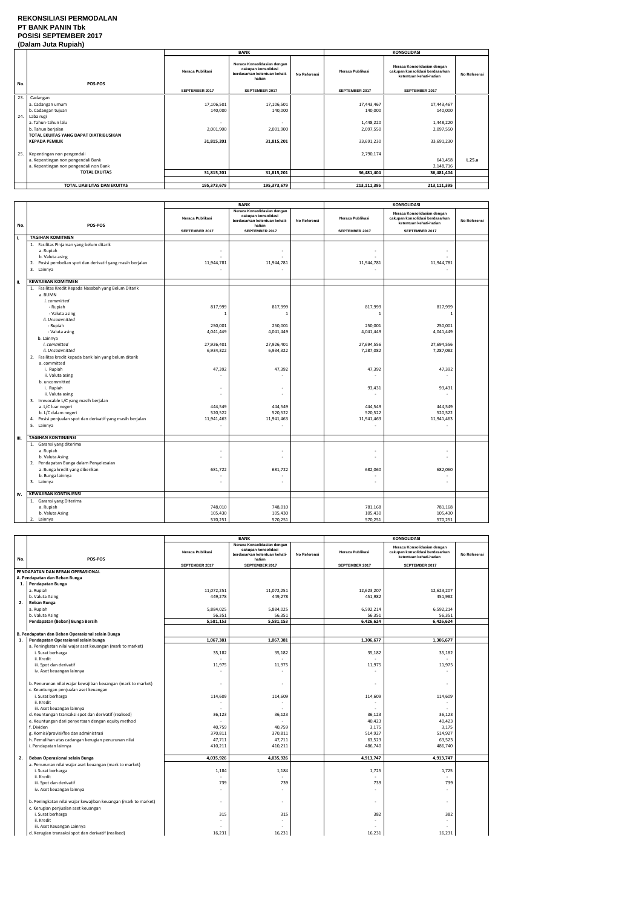**REKONSILIASI PERMODALAN**
**PT BANK PANIN Tbk**
**POSISI SEPTEMBER 2017**
**(Dalam Juta Rupiah)**

| No. | POS-POS | BANK | | | KONSOLIDASI | | |
|---|---|---|---|---|---|---|---|
| | | Neraca Publikasi | Neraca Konsolidasian dengan cakupan konsolidasi berdasarkan ketentuan kehati-hatian | No Referensi | Neraca Publikasi | Neraca Konsolidasian dengan cakupan konsolidasi berdasarkan ketentuan kehati-hatian | No Referensi |
| | | SEPTEMBER 2017 | SEPTEMBER 2017 | | SEPTEMBER 2017 | SEPTEMBER 2017 | |
| 23. | Cadangan | | | | | | |
| | a. Cadangan umum | 17,106,501 | 17,106,501 | | 17,443,467 | 17,443,467 | |
| | b. Cadangan tujuan | 140,000 | 140,000 | | 140,000 | 140,000 | |
| 24. | Laba rugi | | | | | | |
| | a. Tahun-tahun lalu | - | - | | 1,448,220 | 1,448,220 | |
| | b. Tahun berjalan | 2,001,900 | 2,001,900 | | 2,097,550 | 2,097,550 | |
| | **TOTAL EKUITAS YANG DAPAT DIATRIBUSIKAN KEPADA PEMILIK** | 31,815,201 | 31,815,201 | | 33,691,230 | 33,691,230 | |
| 25. | Kepentingan non pengendali | | | | 2,790,174 | | |
| | a. Kepentingan non pengendali Bank | | | | | 641,458 | L.25.a |
| | a. Kepentingan non pengendali non Bank | | | | | 2,148,716 | |
| | **TOTAL EKUITAS** | 31,815,201 | 31,815,201 | | 36,481,404 | 36,481,404 | |
| | **TOTAL LIABILITAS DAN EKUITAS** | 195,373,679 | 195,373,679 | | 213,111,395 | 213,111,395 | |

| No. | POS-POS | BANK | | | KONSOLIDASI | | |
|---|---|---|---|---|---|---|---|
| | | Neraca Publikasi | Neraca Konsolidasian dengan cakupan konsolidasi berdasarkan ketentuan kehati-hatian | No Referensi | Neraca Publikasi | Neraca Konsolidasian dengan cakupan konsolidasi berdasarkan ketentuan kehati-hatian | No Referensi |
| | | SEPTEMBER 2017 | SEPTEMBER 2017 | | SEPTEMBER 2017 | SEPTEMBER 2017 | |
| I. | **TAGIHAN KOMITMEN** | | | | | | |
| | 1. Fasilitas Pinjaman yang belum ditarik | | | | | | |
| | a. Rupiah | - | - | | - | - | |
| | b. Valuta asing | - | - | | - | - | |
| | 2. Posisi pembelian spot dan derivatif yang masih berjalan | 11,944,781 | 11,944,781 | | 11,944,781 | 11,944,781 | |
| | 3. Lainnya | - | - | | - | - | |
| II. | **KEWAJIBAN KOMITMEN** | | | | | | |
| | 1. Fasilitas Kredit Kepada Nasabah yang Belum Ditarik | | | | | | |
| | a. BUMN | | | | | | |
| | *i. committed* | | | | | | |
| | - Rupiah | 817,999 | 817,999 | | 817,999 | 817,999 | |
| | - Valuta asing | 1 | 1 | | 1 | 1 | |
| | *ii. Uncommitted* | | | | | | |
| | - Rupiah | 250,001 | 250,001 | | 250,001 | 250,001 | |
| | - Valuta asing | 4,041,449 | 4,041,449 | | 4,041,449 | 4,041,449 | |
| | b. Lainnya | | | | | | |
| | *i. committed* | 27,926,401 | 27,926,401 | | 27,694,556 | 27,694,556 | |
| | *ii. Uncommitted* | 6,934,322 | 6,934,322 | | 7,287,082 | 7,287,082 | |
| | 2. Fasilitas kredit kepada bank lain yang belum ditarik | | | | | | |
| | a. committed | | | | | | |
| | i. Rupiah | 47,392 | 47,392 | | 47,392 | 47,392 | |
| | ii. Valuta asing | - | - | | - | - | |
| | b. uncommitted | | | | | | |
| | i. Rupiah | - | - | | 93,431 | 93,431 | |
| | ii. Valuta asing | - | - | | - | - | |
| | 3. Irrevocable L/C yang masih berjalan | | | | | | |
| | a. L/C luar negeri | 444,549 | 444,549 | | 444,549 | 444,549 | |
| | b. L/C dalam negeri | 520,522 | 520,522 | | 520,522 | 520,522 | |
| | 4. Posisi penjualan spot dan derivatif yang masih berjalan | 11,941,463 | 11,941,463 | | 11,941,463 | 11,941,463 | |
| | 5. Lainnya | - | - | | - | - | |
| III. | **TAGIHAN KONTINJENSI** | | | | | | |
| | 1. Garansi yang diterima | | | | | | |
| | a. Rupiah | - | - | | - | - | |
| | b. Valuta Asing | - | - | | - | - | |
| | 2. Pendapatan Bunga dalam Penyelesaian | | | | | | |
| | a. Bunga kredit yang diberikan | 681,722 | 681,722 | | 682,060 | 682,060 | |
| | b. Bunga lainnya | - | - | | - | - | |
| | 3. Lainnya | - | - | | - | - | |
| IV. | **KEWAJIBAN KONTINJENSI** | | | | | | |
| | 1. Garansi yang Diterima | | | | | | |
| | a. Rupiah | 748,010 | 748,010 | | 781,168 | 781,168 | |
| | b. Valuta Asing | 105,430 | 105,430 | | 105,430 | 105,430 | |
| | 2. Lainnya | 570,251 | 570,251 | | 570,251 | 570,251 | |

| No. | POS-POS | BANK | | | KONSOLIDASI | | |
|---|---|---|---|---|---|---|---|
| | | Neraca Publikasi | Neraca Konsolidasian dengan cakupan konsolidasi berdasarkan ketentuan kehati-hatian | No Referensi | Neraca Publikasi | Neraca Konsolidasian dengan cakupan konsolidasi berdasarkan ketentuan kehati-hatian | No Referensi |
| | | SEPTEMBER 2017 | SEPTEMBER 2017 | | SEPTEMBER 2017 | SEPTEMBER 2017 | |
| | **PENDAPATAN DAN BEBAN OPERASIONAL** | | | | | | |
| | **A. Pendapatan dan Beban Bunga** | | | | | | |
| 1. | **Pendapatan Bunga** | | | | | | |
| | a. Rupiah | 11,072,251 | 11,072,251 | | 12,623,207 | 12,623,207 | |
| | b. Valuta Asing | 449,278 | 449,278 | | 451,982 | 451,982 | |
| 2. | **Beban Bunga** | | | | | | |
| | a. Rupiah | 5,884,025 | 5,884,025 | | 6,592,214 | 6,592,214 | |
| | b. Valuta Asing | 56,351 | 56,351 | | 56,351 | 56,351 | |
| | **Pendapatan (Beban) Bunga Bersih** | 5,581,153 | 5,581,153 | | 6,426,624 | 6,426,624 | |
| | **B. Pendapatan dan Beban Operasional selain Bunga** | | | | | | |
| 1. | **Pendapatan Operasional selain bunga** | 1,067,381 | 1,067,381 | | 1,306,677 | 1,306,677 | |
| | a. Peningkatan nilai wajar aset keuangan (mark to market) | | | | | | |
| | i. Surat berharga | 35,182 | 35,182 | | 35,182 | 35,182 | |
| | ii. Kredit | - | - | | - | - | |
| | iii. Spot dan derivatif | 11,975 | 11,975 | | 11,975 | 11,975 | |
| | iv. Aset keuangan lainnya | - | - | | - | - | |
| | b. Penurunan nilai wajar kewajiban keuangan (mark to market) | - | - | | - | - | |
| | c. Keuntungan penjualan aset keuangan | | | | | | |
| | i. Surat berharga | 114,609 | 114,609 | | 114,609 | 114,609 | |
| | ii. Kredit | - | - | | - | - | |
| | iii. Aset keuangan lainnya | - | - | | - | - | |
| | d. Keuntungan transaksi spot dan derivatif (realised) | 36,123 | 36,123 | | 36,123 | 36,123 | |
| | e. Keuntungan dari penyertaan dengan equity method | - | - | | 40,423 | 40,423 | |
| | f. Dividen | 40,759 | 40,759 | | 3,175 | 3,175 | |
| | g. Komisi/provisi/fee dan administrasi | 370,811 | 370,811 | | 514,927 | 514,927 | |
| | h. Pemulihan atas cadangan kerugian penurunan nilai | 47,711 | 47,711 | | 63,523 | 63,523 | |
| | i. Pendapatan lainnya | 410,211 | 410,211 | | 486,740 | 486,740 | |
| 2. | **Beban Operasional selain Bunga** | 4,035,926 | 4,035,926 | | 4,913,747 | 4,913,747 | |
| | a. Penurunan nilai wajar aset keuangan (mark to market) | | | | | | |
| | i. Surat berharga | 1,184 | 1,184 | | 1,725 | 1,725 | |
| | ii. Kredit | - | - | | - | - | |
| | iii. Spot dan derivatif | 739 | 739 | | 739 | 739 | |
| | iv. Aset keuangan lainnya | - | - | | - | - | |
| | b. Peningkatan nilai wajar kewajiban keuangan (mark to market) | - | - | | - | - | |
| | c. Kerugian penjualan aset keuangan | | | | | | |
| | i. Surat berharga | 315 | 315 | | 382 | 382 | |
| | ii. Kredit | - | - | | - | - | |
| | iii. Aset Keuangan Lainnya | - | - | | - | - | |
| | d. Kerugian transaksi spot dan derivatif (realised) | 16,231 | 16,231 | | 16,231 | 16,231 | |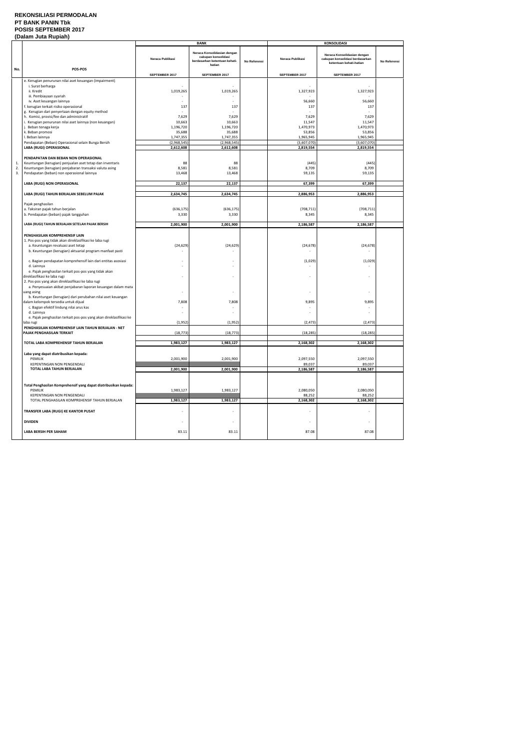**REKONSILIASI PERMODALAN**
**PT BANK PANIN Tbk**
**POSISI SEPTEMBER 2017**
**(Dalam Juta Rupiah)**

| No. | POS-POS | BANK | | | KONSOLIDASI | | |
|---|---|---|---|---|---|---|---|
| | | Neraca Publikasi | Neraca Konsolidasian dengan cakupan konsolidasi berdasarkan ketentuan kehati-hatian | No Referensi | Neraca Publikasi | Neraca Konsolidasian dengan cakupan konsolidasi berdasarkan ketentuan kehati-hatian | No Referensi |
| | | SEPTEMBER 2017 | SEPTEMBER 2017 | | SEPTEMBER 2017 | SEPTEMBER 2017 | |
| | e. Kerugian penurunan nilai aset keuangan (impairment) | | | | | | |
| | i. Surat berharga | - | - | | - | - | |
| | ii. Kredit | 1,019,265 | 1,019,265 | | 1,327,923 | 1,327,923 | |
| | iii. Pembiayaan syariah | - | - | | - | - | |
| | iv. Aset keuangan lainnya | - | - | | 56,660 | 56,660 | |
| | f. kerugian terkait risiko operasional | 137 | 137 | | 137 | 137 | |
| | g. Kerugian dari penyertaan dengan equity method | - | - | | - | - | |
| | h. Komisi, provisi/fee dan administratif | 7,629 | 7,629 | | 7,629 | 7,629 | |
| | i. Kerugian penurunan nilai aset lainnya (non keuangan) | 10,663 | 10,663 | | 11,547 | 11,547 | |
| | j. Beban tenaga kerja | 1,196,720 | 1,196,720 | | 1,470,973 | 1,470,973 | |
| | k. Beban promosi | 35,688 | 35,688 | | 53,856 | 53,856 | |
| | l. Beban lainnya | 1,747,355 | 1,747,355 | | 1,965,945 | 1,965,945 | |
| | Pendapatan (Beban) Operasional selain Bunga Bersih | (2,968,545) | (2,968,545) | | (3,607,070) | (3,607,070) | |
| | **LABA (RUGI) OPERASIONAL** | **2,612,608** | **2,612,608** | | **2,819,554** | **2,819,554** | |
| | **PENDAPATAN DAN BEBAN NON OPERASIONAL** | | | | | | |
| 1. | Keuntungan (kerugian) penjualan aset tetap dan inventaris | 88 | 88 | | (445) | (445) | |
| 2. | Keuntungan (kerugian) penjabaran transaksi valuta asing | 8,581 | 8,581 | | 8,709 | 8,709 | |
| 3. | Pendapatan (beban) non operasional lainnya | 13,468 | 13,468 | | 59,135 | 59,135 | |
| | **LABA (RUGI) NON OPERASIONAL** | **22,137** | **22,137** | | **67,399** | **67,399** | |
| | **LABA (RUGI) TAHUN BERJALAN SEBELUM PAJAK** | **2,634,745** | **2,634,745** | | **2,886,953** | **2,886,953** | |
| | Pajak penghasilan | | | | | | |
| | a. Taksiran pajak tahun berjalan | (636,175) | (636,175) | | (708,711) | (708,711) | |
| | b. Pendapatan (beban) pajak tangguhan | 3,330 | 3,330 | | 8,345 | 8,345 | |
| | **LABA (RUGI) TAHUN BERJALAN SETELAH PAJAK BERSIH** | **2,001,900** | **2,001,900** | | **2,186,587** | **2,186,587** | |
| | **PENGHASILAN KOMPREHENSIF LAIN** | | | | | | |
| | 1. Pos-pos yang tidak akan direklasifikasi ke laba rugi | | | | | | |
| | a. Keuntungan revaluasi aset tetap | (24,629) | (24,629) | | (24,678) | (24,678) | |
| | b. Keuntungan (kerugian) aktuarial program manfaat pasti | - | - | | - | - | |
| | c. Bagian pendapatan komprehensif lain dari entitas asosiasi | - | - | | (1,029) | (1,029) | |
| | d. Lainnya | - | - | | - | - | |
| | e. Pajak penghasilan terkait pos-pos yang tidak akan direklasifikasi ke laba rugi | - | - | | - | - | |
| | 2. Pos-pos yang akan direklasifikasi ke laba rugi | | | | | | |
| | a. Penyesuaian akibat penjabaran laporan keuangan dalam mata uang asing | - | - | | - | - | |
| | b. Keuntungan (kerugian) dari perubahan nilai aset keuangan dalam kelompok tersedia untuk dijual | 7,808 | 7,808 | | 9,895 | 9,895 | |
| | c. Bagian efektif lindung nilai arus kas | - | - | | - | - | |
| | d. Lainnya | - | - | | - | - | |
| | e. Pajak penghasilan terkait pos-pos yang akan direklasifikasi ke laba rugi | (1,952) | (1,952) | | (2,473) | (2,473) | |
| | **PENGHASILAN KOMPREHENSIF LAIN TAHUN BERJALAN - NET PAJAK PENGHASILAN TERKAIT** | (18,773) | (18,773) | | (18,285) | (18,285) | |
| | **TOTAL LABA KOMPREHENSIF TAHUN BERJALAN** | **1,983,127** | **1,983,127** | | **2,168,302** | **2,168,302** | |
| | **Laba yang dapat diatribusikan kepada:** | | | | | | |
| | PEMILIK | 2,001,900 | 2,001,900 | | 2,097,550 | 2,097,550 | |
| | KEPENTINGAN NON PENGENDALI | | | | 89,037 | 89,037 | |
| | **TOTAL LABA TAHUN BERJALAN** | **2,001,900** | **2,001,900** | | **2,186,587** | **2,186,587** | |
| | **Total Penghasilan Komprehensif yang dapat diatribusikan kepada:** | | | | | | |
| | PEMILIK | 1,983,127 | 1,983,127 | | 2,080,050 | 2,080,050 | |
| | KEPENTINGAN NON PENGENDALI | | | | 88,252 | 88,252 | |
| | TOTAL PENGHASILAN KOMPREHENSIF TAHUN BERJALAN | **1,983,127** | **1,983,127** | | **2,168,302** | **2,168,302** | |
| | **TRANSFER LABA (RUGI) KE KANTOR PUSAT** | - | - | | - | - | |
| | **DIVIDEN** | - | - | | - | - | |
| | **LABA BERSIH PER SAHAM** | 83.11 | 83.11 | | 87.08 | 87.08 | |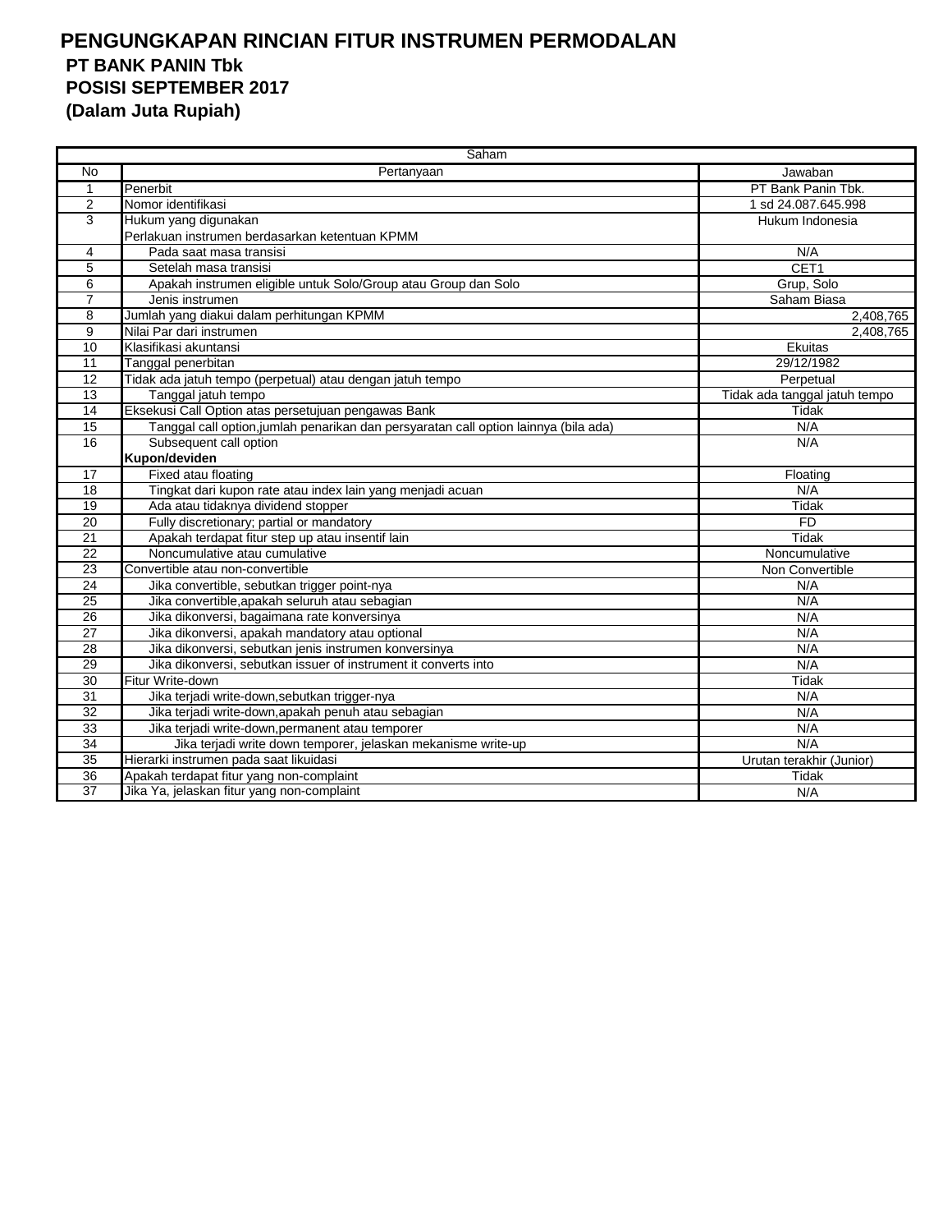# PENGUNGKAPAN RINCIAN FITUR INSTRUMEN PERMODALAN

## PT BANK PANIN Tbk

## POSISI SEPTEMBER 2017

## (Dalam Juta Rupiah)

| Saham | | |
|---|---|---|
| No | Pertanyaan | Jawaban |
| 1 | Penerbit | PT Bank Panin Tbk. |
| 2 | Nomor identifikasi | 1 sd 24.087.645.998 |
| 3 | Hukum yang digunakan | Hukum Indonesia |
| | Perlakuan instrumen berdasarkan ketentuan KPMM | |
| 4 | Pada saat masa transisi | N/A |
| 5 | Setelah masa transisi | CET1 |
| 6 | Apakah instrumen eligible untuk Solo/Group atau Group dan Solo | Grup, Solo |
| 7 | Jenis instrumen | Saham Biasa |
| 8 | Jumlah yang diakui dalam perhitungan KPMM | 2,408,765 |
| 9 | Nilai Par dari instrumen | 2,408,765 |
| 10 | Klasifikasi akuntansi | Ekuitas |
| 11 | Tanggal penerbitan | 29/12/1982 |
| 12 | Tidak ada jatuh tempo (perpetual) atau dengan jatuh tempo | Perpetual |
| 13 | Tanggal jatuh tempo | Tidak ada tanggal jatuh tempo |
| 14 | Eksekusi Call Option atas persetujuan pengawas Bank | Tidak |
| 15 | Tanggal call option,jumlah penarikan dan persyaratan call option lainnya (bila ada) | N/A |
| 16 | Subsequent call option | N/A |
| | **Kupon/deviden** | |
| 17 | Fixed atau floating | Floating |
| 18 | Tingkat dari kupon rate atau index lain yang menjadi acuan | N/A |
| 19 | Ada atau tidaknya dividend stopper | Tidak |
| 20 | Fully discretionary; partial or mandatory | FD |
| 21 | Apakah terdapat fitur step up atau insentif lain | Tidak |
| 22 | Noncumulative atau cumulative | Noncumulative |
| 23 | Convertible atau non-convertible | Non Convertible |
| 24 | Jika convertible, sebutkan trigger point-nya | N/A |
| 25 | Jika convertible,apakah seluruh atau sebagian | N/A |
| 26 | Jika dikonversi, bagaimana rate konversinya | N/A |
| 27 | Jika dikonversi, apakah mandatory atau optional | N/A |
| 28 | Jika dikonversi, sebutkan jenis instrumen konversinya | N/A |
| 29 | Jika dikonversi, sebutkan issuer of instrument it converts into | N/A |
| 30 | Fitur Write-down | Tidak |
| 31 | Jika terjadi write-down,sebutkan trigger-nya | N/A |
| 32 | Jika terjadi write-down,apakah penuh atau sebagian | N/A |
| 33 | Jika terjadi write-down,permanent atau temporer | N/A |
| 34 | Jika terjadi write down temporer, jelaskan mekanisme write-up | N/A |
| 35 | Hierarki instrumen pada saat likuidasi | Urutan terakhir (Junior) |
| 36 | Apakah terdapat fitur yang non-complaint | Tidak |
| 37 | Jika Ya, jelaskan fitur yang non-complaint | N/A |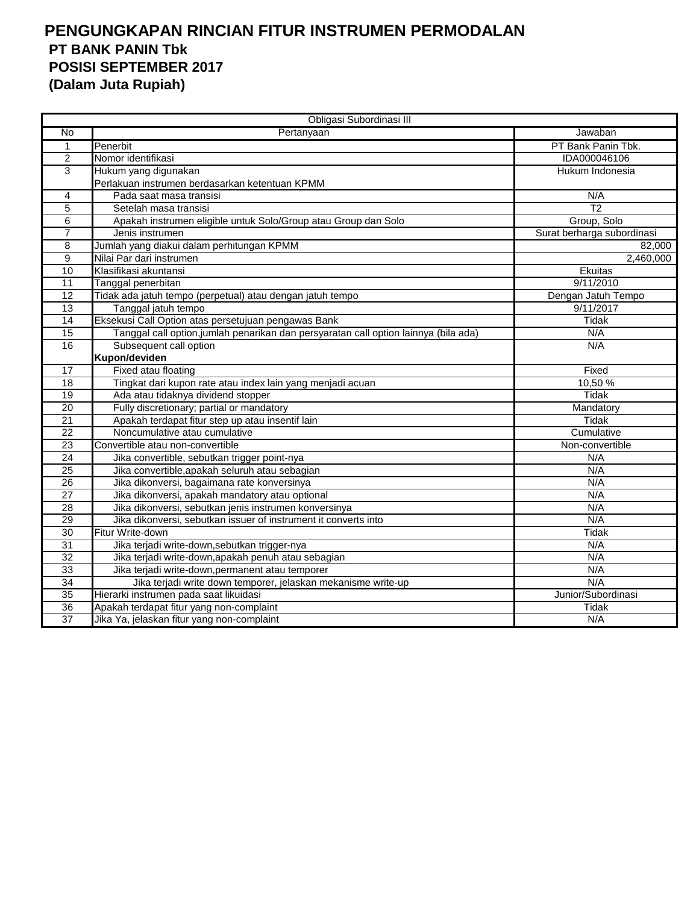# PENGUNGKAPAN RINCIAN FITUR INSTRUMEN PERMODALAN

**PT BANK PANIN Tbk**
**POSISI SEPTEMBER 2017**
**(Dalam Juta Rupiah)**

| Obligasi Subordinasi III | | |
|---|---|---|
| No | Pertanyaan | Jawaban |
| 1 | Penerbit | PT Bank Panin Tbk. |
| 2 | Nomor identifikasi | IDA000046106 |
| 3 | Hukum yang digunakan | Hukum Indonesia |
| | Perlakuan instrumen berdasarkan ketentuan KPMM | |
| 4 | Pada saat masa transisi | N/A |
| 5 | Setelah masa transisi | T2 |
| 6 | Apakah instrumen eligible untuk Solo/Group atau Group dan Solo | Group, Solo |
| 7 | Jenis instrumen | Surat berharga subordinasi |
| 8 | Jumlah yang diakui dalam perhitungan KPMM | 82,000 |
| 9 | Nilai Par dari instrumen | 2,460,000 |
| 10 | Klasifikasi akuntansi | Ekuitas |
| 11 | Tanggal penerbitan | 9/11/2010 |
| 12 | Tidak ada jatuh tempo (perpetual) atau dengan jatuh tempo | Dengan Jatuh Tempo |
| 13 | Tanggal jatuh tempo | 9/11/2017 |
| 14 | Eksekusi Call Option atas persetujuan pengawas Bank | Tidak |
| 15 | Tanggal call option,jumlah penarikan dan persyaratan call option lainnya (bila ada) | N/A |
| 16 | Subsequent call option | N/A |
| | **Kupon/deviden** | |
| 17 | Fixed atau floating | Fixed |
| 18 | Tingkat dari kupon rate atau index lain yang menjadi acuan | 10,50 % |
| 19 | Ada atau tidaknya dividend stopper | Tidak |
| 20 | Fully discretionary; partial or mandatory | Mandatory |
| 21 | Apakah terdapat fitur step up atau insentif lain | Tidak |
| 22 | Noncumulative atau cumulative | Cumulative |
| 23 | Convertible atau non-convertible | Non-convertible |
| 24 | Jika convertible, sebutkan trigger point-nya | N/A |
| 25 | Jika convertible,apakah seluruh atau sebagian | N/A |
| 26 | Jika dikonversi, bagaimana rate konversinya | N/A |
| 27 | Jika dikonversi, apakah mandatory atau optional | N/A |
| 28 | Jika dikonversi, sebutkan jenis instrumen konversinya | N/A |
| 29 | Jika dikonversi, sebutkan issuer of instrument it converts into | N/A |
| 30 | Fitur Write-down | Tidak |
| 31 | Jika terjadi write-down,sebutkan trigger-nya | N/A |
| 32 | Jika terjadi write-down,apakah penuh atau sebagian | N/A |
| 33 | Jika terjadi write-down,permanent atau temporer | N/A |
| 34 | Jika terjadi write down temporer, jelaskan mekanisme write-up | N/A |
| 35 | Hierarki instrumen pada saat likuidasi | Junior/Subordinasi |
| 36 | Apakah terdapat fitur yang non-complaint | Tidak |
| 37 | Jika Ya, jelaskan fitur yang non-complaint | N/A |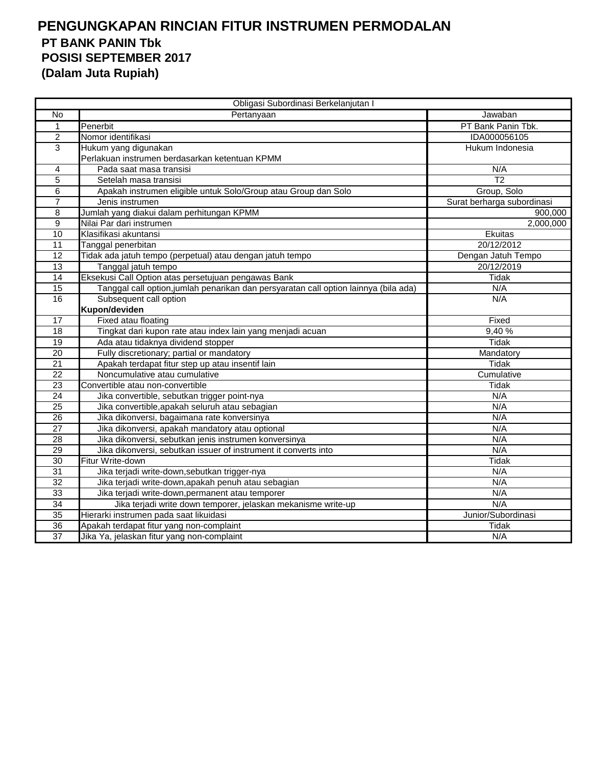# PENGUNGKAPAN RINCIAN FITUR INSTRUMEN PERMODALAN

## PT BANK PANIN Tbk

## POSISI SEPTEMBER 2017

## (Dalam Juta Rupiah)

| Obligasi Subordinasi Berkelanjutan I | | |
|---|---|---|
| No | Pertanyaan | Jawaban |
| 1 | Penerbit | PT Bank Panin Tbk. |
| 2 | Nomor identifikasi | IDA000056105 |
| 3 | Hukum yang digunakan | Hukum Indonesia |
| | Perlakuan instrumen berdasarkan ketentuan KPMM | |
| 4 | Pada saat masa transisi | N/A |
| 5 | Setelah masa transisi | T2 |
| 6 | Apakah instrumen eligible untuk Solo/Group atau Group dan Solo | Group, Solo |
| 7 | Jenis instrumen | Surat berharga subordinasi |
| 8 | Jumlah yang diakui dalam perhitungan KPMM | 900,000 |
| 9 | Nilai Par dari instrumen | 2,000,000 |
| 10 | Klasifikasi akuntansi | Ekuitas |
| 11 | Tanggal penerbitan | 20/12/2012 |
| 12 | Tidak ada jatuh tempo (perpetual) atau dengan jatuh tempo | Dengan Jatuh Tempo |
| 13 | Tanggal jatuh tempo | 20/12/2019 |
| 14 | Eksekusi Call Option atas persetujuan pengawas Bank | Tidak |
| 15 | Tanggal call option,jumlah penarikan dan persyaratan call option lainnya (bila ada) | N/A |
| 16 | Subsequent call option | N/A |
| | **Kupon/deviden** | |
| 17 | Fixed atau floating | Fixed |
| 18 | Tingkat dari kupon rate atau index lain yang menjadi acuan | 9,40 % |
| 19 | Ada atau tidaknya dividend stopper | Tidak |
| 20 | Fully discretionary; partial or mandatory | Mandatory |
| 21 | Apakah terdapat fitur step up atau insentif lain | Tidak |
| 22 | Noncumulative atau cumulative | Cumulative |
| 23 | Convertible atau non-convertible | Tidak |
| 24 | Jika convertible, sebutkan trigger point-nya | N/A |
| 25 | Jika convertible,apakah seluruh atau sebagian | N/A |
| 26 | Jika dikonversi, bagaimana rate konversinya | N/A |
| 27 | Jika dikonversi, apakah mandatory atau optional | N/A |
| 28 | Jika dikonversi, sebutkan jenis instrumen konversinya | N/A |
| 29 | Jika dikonversi, sebutkan issuer of instrument it converts into | N/A |
| 30 | Fitur Write-down | Tidak |
| 31 | Jika terjadi write-down,sebutkan trigger-nya | N/A |
| 32 | Jika terjadi write-down,apakah penuh atau sebagian | N/A |
| 33 | Jika terjadi write-down,permanent atau temporer | N/A |
| 34 | Jika terjadi write down temporer, jelaskan mekanisme write-up | N/A |
| 35 | Hierarki instrumen pada saat likuidasi | Junior/Subordinasi |
| 36 | Apakah terdapat fitur yang non-complaint | Tidak |
| 37 | Jika Ya, jelaskan fitur yang non-complaint | N/A |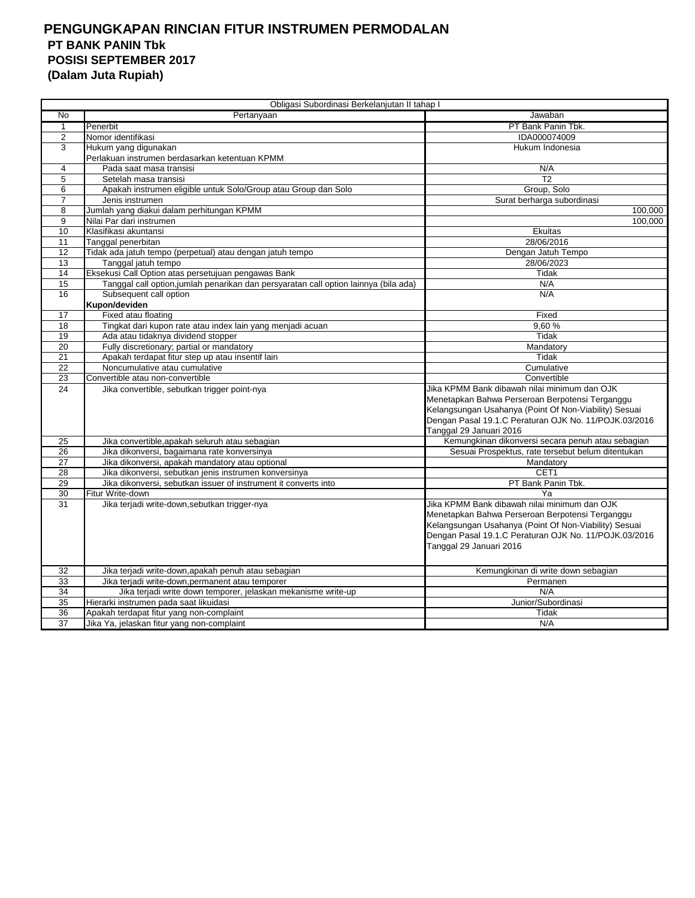# PENGUNGKAPAN RINCIAN FITUR INSTRUMEN PERMODALAN

## PT BANK PANIN Tbk

## POSISI SEPTEMBER 2017

## (Dalam Juta Rupiah)

| Obligasi Subordinasi Berkelanjutan II tahap I | | |
|---|---|---|
| No | Pertanyaan | Jawaban |
| 1 | Penerbit | PT Bank Panin Tbk. |
| 2 | Nomor identifikasi | IDA000074009 |
| 3 | Hukum yang digunakan | Hukum Indonesia |
| | Perlakuan instrumen berdasarkan ketentuan KPMM | |
| 4 | Pada saat masa transisi | N/A |
| 5 | Setelah masa transisi | T2 |
| 6 | Apakah instrumen eligible untuk Solo/Group atau Group dan Solo | Group, Solo |
| 7 | Jenis instrumen | Surat berharga subordinasi |
| 8 | Jumlah yang diakui dalam perhitungan KPMM | 100,000 |
| 9 | Nilai Par dari instrumen | 100,000 |
| 10 | Klasifikasi akuntansi | Ekuitas |
| 11 | Tanggal penerbitan | 28/06/2016 |
| 12 | Tidak ada jatuh tempo (perpetual) atau dengan jatuh tempo | Dengan Jatuh Tempo |
| 13 | Tanggal jatuh tempo | 28/06/2023 |
| 14 | Eksekusi Call Option atas persetujuan pengawas Bank | Tidak |
| 15 | Tanggal call option,jumlah penarikan dan persyaratan call option lainnya (bila ada) | N/A |
| 16 | Subsequent call option | N/A |
| | **Kupon/deviden** | |
| 17 | Fixed atau floating | Fixed |
| 18 | Tingkat dari kupon rate atau index lain yang menjadi acuan | 9,60 % |
| 19 | Ada atau tidaknya dividend stopper | Tidak |
| 20 | Fully discretionary; partial or mandatory | Mandatory |
| 21 | Apakah terdapat fitur step up atau insentif lain | Tidak |
| 22 | Noncumulative atau cumulative | Cumulative |
| 23 | Convertible atau non-convertible | Convertible |
| 24 | Jika convertible, sebutkan trigger point-nya | Jika KPMM Bank dibawah nilai minimum dan OJK Menetapkan Bahwa Perseroan Berpotensi Terganggu Kelangsungan Usahanya (Point Of Non-Viability) Sesuai Dengan Pasal 19.1.C Peraturan OJK No. 11/POJK.03/2016 Tanggal 29 Januari 2016 |
| 25 | Jika convertible,apakah seluruh atau sebagian | Kemungkinan dikonversi secara penuh atau sebagian |
| 26 | Jika dikonversi, bagaimana rate konversinya | Sesuai Prospektus, rate tersebut belum ditentukan |
| 27 | Jika dikonversi, apakah mandatory atau optional | Mandatory |
| 28 | Jika dikonversi, sebutkan jenis instrumen konversinya | CET1 |
| 29 | Jika dikonversi, sebutkan issuer of instrument it converts into | PT Bank Panin Tbk. |
| 30 | Fitur Write-down | Ya |
| 31 | Jika terjadi write-down,sebutkan trigger-nya | Jika KPMM Bank dibawah nilai minimum dan OJK Menetapkan Bahwa Perseroan Berpotensi Terganggu Kelangsungan Usahanya (Point Of Non-Viability) Sesuai Dengan Pasal 19.1.C Peraturan OJK No. 11/POJK.03/2016 Tanggal 29 Januari 2016 |
| 32 | Jika terjadi write-down,apakah penuh atau sebagian | Kemungkinan di write down sebagian |
| 33 | Jika terjadi write-down,permanent atau temporer | Permanen |
| 34 | Jika terjadi write down temporer, jelaskan mekanisme write-up | N/A |
| 35 | Hierarki instrumen pada saat likuidasi | Junior/Subordinasi |
| 36 | Apakah terdapat fitur yang non-complaint | Tidak |
| 37 | Jika Ya, jelaskan fitur yang non-complaint | N/A |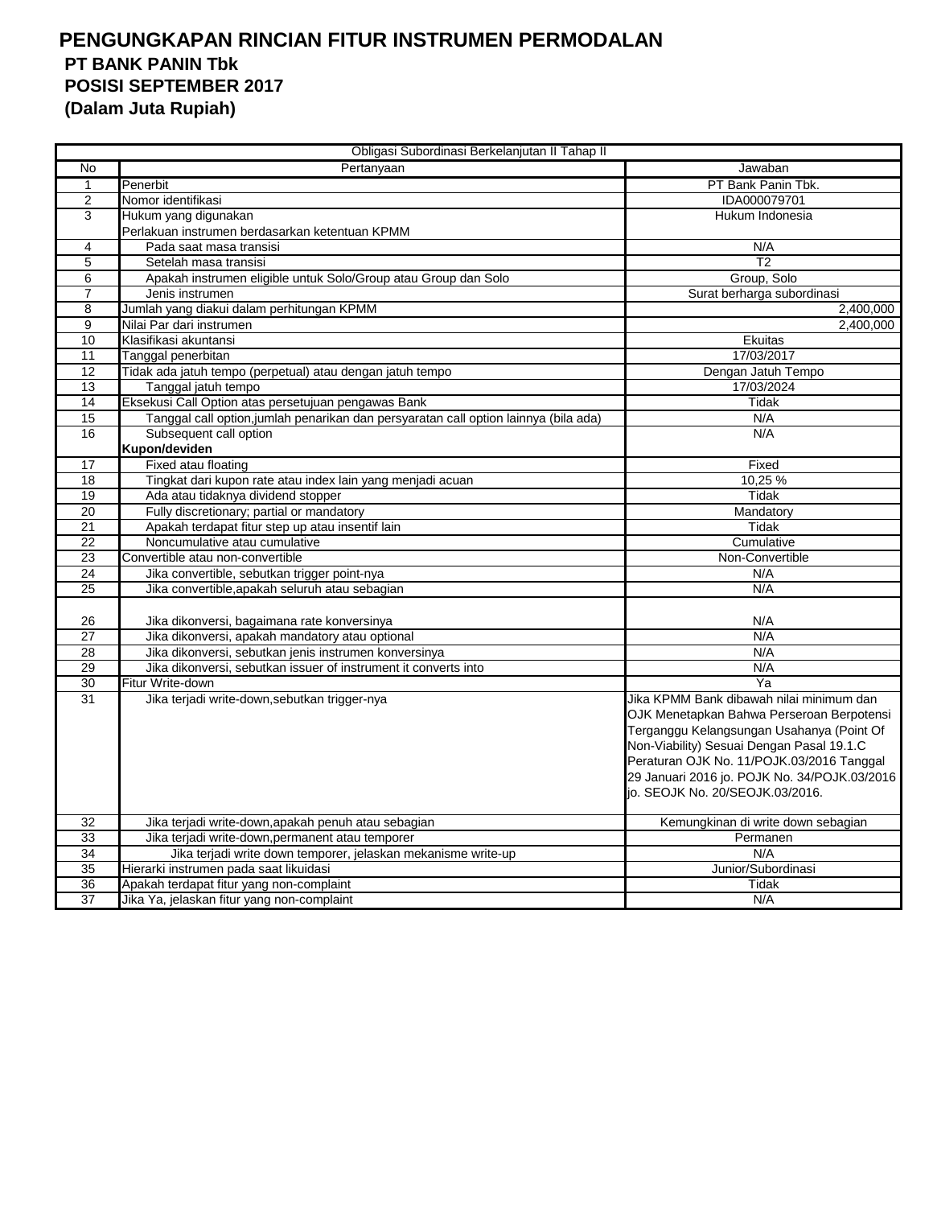# PENGUNGKAPAN RINCIAN FITUR INSTRUMEN PERMODALAN

## PT BANK PANIN Tbk

## POSISI SEPTEMBER 2017

## (Dalam Juta Rupiah)

| Obligasi Subordinasi Berkelanjutan II Tahap II | | |
|---|---|---|
| No | Pertanyaan | Jawaban |
| 1 | Penerbit | PT Bank Panin Tbk. |
| 2 | Nomor identifikasi | IDA000079701 |
| 3 | Hukum yang digunakan | Hukum Indonesia |
| | Perlakuan instrumen berdasarkan ketentuan KPMM | |
| 4 | Pada saat masa transisi | N/A |
| 5 | Setelah masa transisi | T2 |
| 6 | Apakah instrumen eligible untuk Solo/Group atau Group dan Solo | Group, Solo |
| 7 | Jenis instrumen | Surat berharga subordinasi |
| 8 | Jumlah yang diakui dalam perhitungan KPMM | 2,400,000 |
| 9 | Nilai Par dari instrumen | 2,400,000 |
| 10 | Klasifikasi akuntansi | Ekuitas |
| 11 | Tanggal penerbitan | 17/03/2017 |
| 12 | Tidak ada jatuh tempo (perpetual) atau dengan jatuh tempo | Dengan Jatuh Tempo |
| 13 | Tanggal jatuh tempo | 17/03/2024 |
| 14 | Eksekusi Call Option atas persetujuan pengawas Bank | Tidak |
| 15 | Tanggal call option,jumlah penarikan dan persyaratan call option lainnya (bila ada) | N/A |
| 16 | Subsequent call option | N/A |
| | **Kupon/deviden** | |
| 17 | Fixed atau floating | Fixed |
| 18 | Tingkat dari kupon rate atau index lain yang menjadi acuan | 10,25 % |
| 19 | Ada atau tidaknya dividend stopper | Tidak |
| 20 | Fully discretionary; partial or mandatory | Mandatory |
| 21 | Apakah terdapat fitur step up atau insentif lain | Tidak |
| 22 | Noncumulative atau cumulative | Cumulative |
| 23 | Convertible atau non-convertible | Non-Convertible |
| 24 | Jika convertible, sebutkan trigger point-nya | N/A |
| 25 | Jika convertible,apakah seluruh atau sebagian | N/A |
| 26 | Jika dikonversi, bagaimana rate konversinya | N/A |
| 27 | Jika dikonversi, apakah mandatory atau optional | N/A |
| 28 | Jika dikonversi, sebutkan jenis instrumen konversinya | N/A |
| 29 | Jika dikonversi, sebutkan issuer of instrument it converts into | N/A |
| 30 | Fitur Write-down | Ya |
| 31 | Jika terjadi write-down,sebutkan trigger-nya | Jika KPMM Bank dibawah nilai minimum dan OJK Menetapkan Bahwa Perseroan Berpotensi Terganggu Kelangsungan Usahanya (Point Of Non-Viability) Sesuai Dengan Pasal 19.1.C Peraturan OJK No. 11/POJK.03/2016 Tanggal 29 Januari 2016 jo. POJK No. 34/POJK.03/2016 jo. SEOJK No. 20/SEOJK.03/2016. |
| 32 | Jika terjadi write-down,apakah penuh atau sebagian | Kemungkinan di write down sebagian |
| 33 | Jika terjadi write-down,permanent atau temporer | Permanen |
| 34 | Jika terjadi write down temporer, jelaskan mekanisme write-up | N/A |
| 35 | Hierarki instrumen pada saat likuidasi | Junior/Subordinasi |
| 36 | Apakah terdapat fitur yang non-complaint | Tidak |
| 37 | Jika Ya, jelaskan fitur yang non-complaint | N/A |